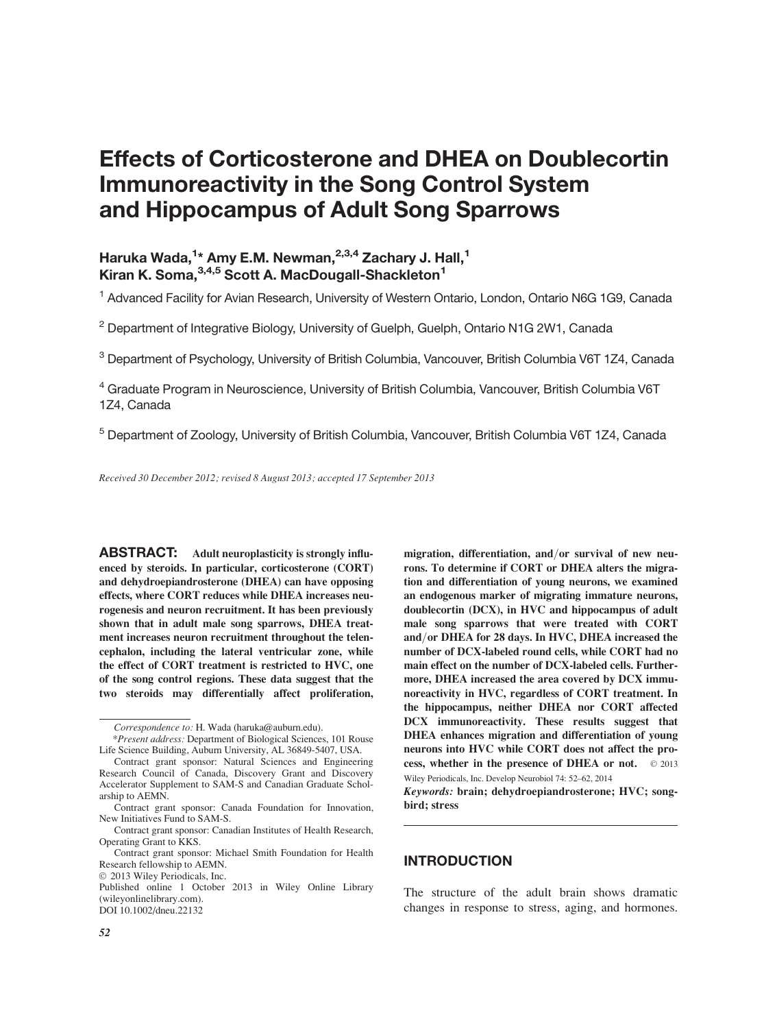# Effects of Corticosterone and DHEA on Doublecortin Immunoreactivity in the Song Control System and Hippocampus of Adult Song Sparrows

**Haruka Wada,[1]* Amy E.M. Newman,[2,3,4] Zachary J. Hall,[1] Kiran K. Soma,[3,4,5] Scott A. MacDougall-Shackleton[1]**

[1] Advanced Facility for Avian Research, University of Western Ontario, London, Ontario N6G 1G9, Canada

[2] Department of Integrative Biology, University of Guelph, Guelph, Ontario N1G 2W1, Canada

[3] Department of Psychology, University of British Columbia, Vancouver, British Columbia V6T 1Z4, Canada

[4] Graduate Program in Neuroscience, University of British Columbia, Vancouver, British Columbia V6T 1Z4, Canada

[5] Department of Zoology, University of British Columbia, Vancouver, British Columbia V6T 1Z4, Canada

*Received 30 December 2012; revised 8 August 2013; accepted 17 September 2013*

**ABSTRACT:** **Adult neuroplasticity is strongly influenced by steroids. In particular, corticosterone (CORT) and dehydroepiandrosterone (DHEA) can have opposing effects, where CORT reduces while DHEA increases neurogenesis and neuron recruitment. It has been previously shown that in adult male song sparrows, DHEA treatment increases neuron recruitment throughout the telencephalon, including the lateral ventricular zone, while the effect of CORT treatment is restricted to HVC, one of the song control regions. These data suggest that the two steroids may differentially affect proliferation, migration, differentiation, and/or survival of new neurons. To determine if CORT or DHEA alters the migration and differentiation of young neurons, we examined an endogenous marker of migrating immature neurons, doublecortin (DCX), in HVC and hippocampus of adult male song sparrows that were treated with CORT and/or DHEA for 28 days. In HVC, DHEA increased the number of DCX-labeled round cells, while CORT had no main effect on the number of DCX-labeled cells. Furthermore, DHEA increased the area covered by DCX immunoreactivity in HVC, regardless of CORT treatment. In the hippocampus, neither DHEA nor CORT affected DCX immunoreactivity. These results suggest that DHEA enhances migration and differentiation of young neurons into HVC while CORT does not affect the process, whether in the presence of DHEA or not.** © 2013 Wiley Periodicals, Inc. Develop Neurobiol 74: 52–62, 2014

***Keywords:*** **brain; dehydroepiandrosterone; HVC; songbird; stress**

*Correspondence to:* H. Wada (haruka@auburn.edu).

**Present address:* Department of Biological Sciences, 101 Rouse Life Science Building, Auburn University, AL 36849-5407, USA.

Contract grant sponsor: Natural Sciences and Engineering Research Council of Canada, Discovery Grant and Discovery Accelerator Supplement to SAM-S and Canadian Graduate Scholarship to AEMN.

Contract grant sponsor: Canada Foundation for Innovation, New Initiatives Fund to SAM-S.

Contract grant sponsor: Canadian Institutes of Health Research, Operating Grant to KKS.

Contract grant sponsor: Michael Smith Foundation for Health Research fellowship to AEMN.

© 2013 Wiley Periodicals, Inc.

Published online 1 October 2013 in Wiley Online Library (wileyonlinelibrary.com).

DOI 10.1002/dneu.22132

## INTRODUCTION

The structure of the adult brain shows dramatic changes in response to stress, aging, and hormones.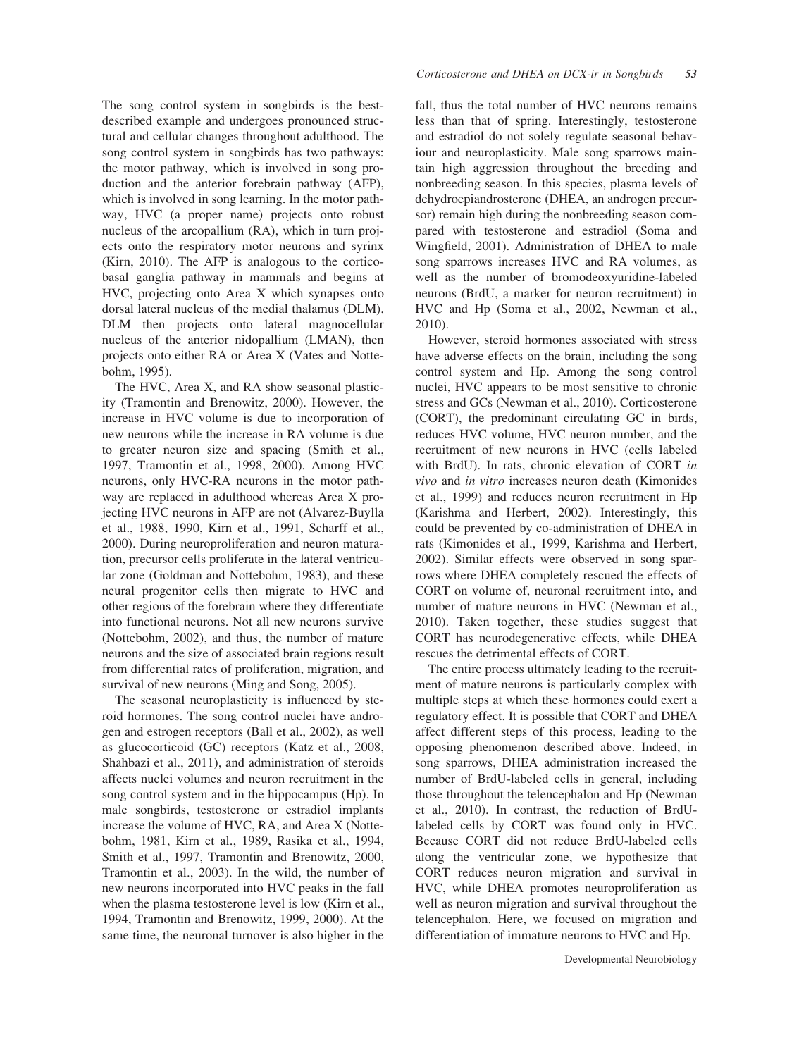The song control system in songbirds is the best-described example and undergoes pronounced structural and cellular changes throughout adulthood. The song control system in songbirds has two pathways: the motor pathway, which is involved in song production and the anterior forebrain pathway (AFP), which is involved in song learning. In the motor pathway, HVC (a proper name) projects onto robust nucleus of the arcopallium (RA), which in turn projects onto the respiratory motor neurons and syrinx (Kirn, 2010). The AFP is analogous to the corticobasal ganglia pathway in mammals and begins at HVC, projecting onto Area X which synapses onto dorsal lateral nucleus of the medial thalamus (DLM). DLM then projects onto lateral magnocellular nucleus of the anterior nidopallium (LMAN), then projects onto either RA or Area X (Vates and Nottebohm, 1995).

The HVC, Area X, and RA show seasonal plasticity (Tramontin and Brenowitz, 2000). However, the increase in HVC volume is due to incorporation of new neurons while the increase in RA volume is due to greater neuron size and spacing (Smith et al., 1997, Tramontin et al., 1998, 2000). Among HVC neurons, only HVC-RA neurons in the motor pathway are replaced in adulthood whereas Area X projecting HVC neurons in AFP are not (Alvarez-Buylla et al., 1988, 1990, Kirn et al., 1991, Scharff et al., 2000). During neuroproliferation and neuron maturation, precursor cells proliferate in the lateral ventricular zone (Goldman and Nottebohm, 1983), and these neural progenitor cells then migrate to HVC and other regions of the forebrain where they differentiate into functional neurons. Not all new neurons survive (Nottebohm, 2002), and thus, the number of mature neurons and the size of associated brain regions result from differential rates of proliferation, migration, and survival of new neurons (Ming and Song, 2005).

The seasonal neuroplasticity is influenced by steroid hormones. The song control nuclei have androgen and estrogen receptors (Ball et al., 2002), as well as glucocorticoid (GC) receptors (Katz et al., 2008, Shahbazi et al., 2011), and administration of steroids affects nuclei volumes and neuron recruitment in the song control system and in the hippocampus (Hp). In male songbirds, testosterone or estradiol implants increase the volume of HVC, RA, and Area X (Nottebohm, 1981, Kirn et al., 1989, Rasika et al., 1994, Smith et al., 1997, Tramontin and Brenowitz, 2000, Tramontin et al., 2003). In the wild, the number of new neurons incorporated into HVC peaks in the fall when the plasma testosterone level is low (Kirn et al., 1994, Tramontin and Brenowitz, 1999, 2000). At the same time, the neuronal turnover is also higher in the fall, thus the total number of HVC neurons remains less than that of spring. Interestingly, testosterone and estradiol do not solely regulate seasonal behaviour and neuroplasticity. Male song sparrows maintain high aggression throughout the breeding and nonbreeding season. In this species, plasma levels of dehydroepiandrosterone (DHEA, an androgen precursor) remain high during the nonbreeding season compared with testosterone and estradiol (Soma and Wingfield, 2001). Administration of DHEA to male song sparrows increases HVC and RA volumes, as well as the number of bromodeoxyuridine-labeled neurons (BrdU, a marker for neuron recruitment) in HVC and Hp (Soma et al., 2002, Newman et al., 2010).

However, steroid hormones associated with stress have adverse effects on the brain, including the song control system and Hp. Among the song control nuclei, HVC appears to be most sensitive to chronic stress and GCs (Newman et al., 2010). Corticosterone (CORT), the predominant circulating GC in birds, reduces HVC volume, HVC neuron number, and the recruitment of new neurons in HVC (cells labeled with BrdU). In rats, chronic elevation of CORT *in vivo* and *in vitro* increases neuron death (Kimonides et al., 1999) and reduces neuron recruitment in Hp (Karishma and Herbert, 2002). Interestingly, this could be prevented by co-administration of DHEA in rats (Kimonides et al., 1999, Karishma and Herbert, 2002). Similar effects were observed in song sparrows where DHEA completely rescued the effects of CORT on volume of, neuronal recruitment into, and number of mature neurons in HVC (Newman et al., 2010). Taken together, these studies suggest that CORT has neurodegenerative effects, while DHEA rescues the detrimental effects of CORT.

The entire process ultimately leading to the recruitment of mature neurons is particularly complex with multiple steps at which these hormones could exert a regulatory effect. It is possible that CORT and DHEA affect different steps of this process, leading to the opposing phenomenon described above. Indeed, in song sparrows, DHEA administration increased the number of BrdU-labeled cells in general, including those throughout the telencephalon and Hp (Newman et al., 2010). In contrast, the reduction of BrdU-labeled cells by CORT was found only in HVC. Because CORT did not reduce BrdU-labeled cells along the ventricular zone, we hypothesize that CORT reduces neuron migration and survival in HVC, while DHEA promotes neuroproliferation as well as neuron migration and survival throughout the telencephalon. Here, we focused on migration and differentiation of immature neurons to HVC and Hp.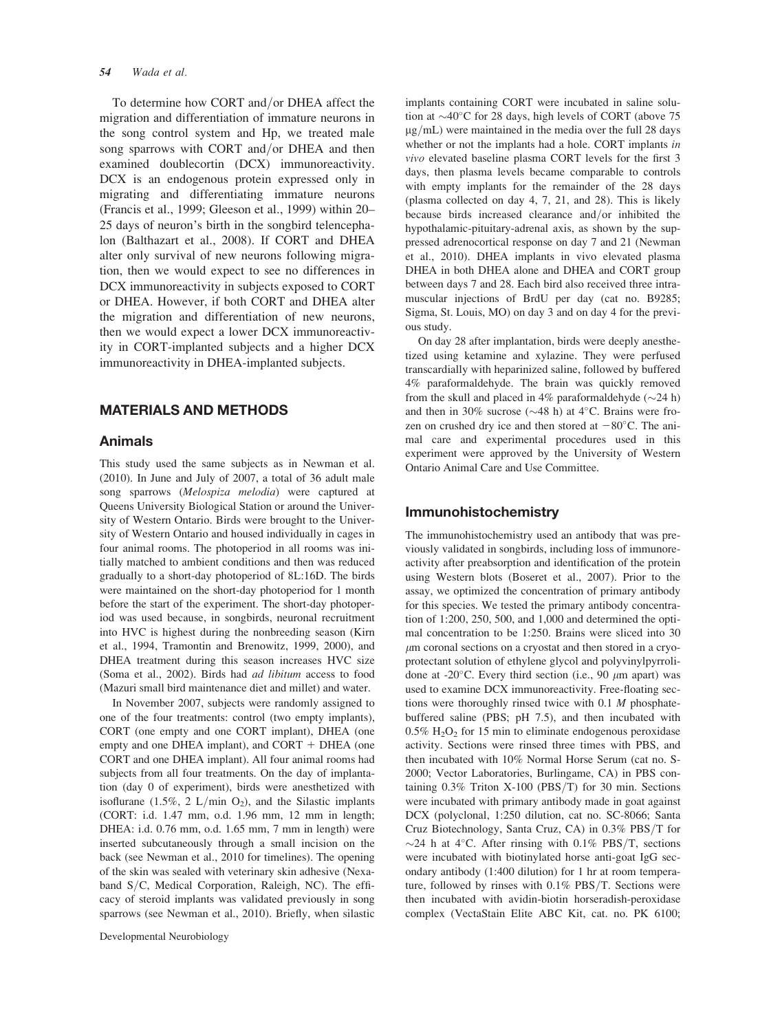To determine how CORT and/or DHEA affect the migration and differentiation of immature neurons in the song control system and Hp, we treated male song sparrows with CORT and/or DHEA and then examined doublecortin (DCX) immunoreactivity. DCX is an endogenous protein expressed only in migrating and differentiating immature neurons (Francis et al., 1999; Gleeson et al., 1999) within 20–25 days of neuron's birth in the songbird telencephalon (Balthazart et al., 2008). If CORT and DHEA alter only survival of new neurons following migration, then we would expect to see no differences in DCX immunoreactivity in subjects exposed to CORT or DHEA. However, if both CORT and DHEA alter the migration and differentiation of new neurons, then we would expect a lower DCX immunoreactivity in CORT-implanted subjects and a higher DCX immunoreactivity in DHEA-implanted subjects.

## MATERIALS AND METHODS

### Animals

This study used the same subjects as in Newman et al. (2010). In June and July of 2007, a total of 36 adult male song sparrows (*Melospiza melodia*) were captured at Queens University Biological Station or around the University of Western Ontario. Birds were brought to the University of Western Ontario and housed individually in cages in four animal rooms. The photoperiod in all rooms was initially matched to ambient conditions and then was reduced gradually to a short-day photoperiod of 8L:16D. The birds were maintained on the short-day photoperiod for 1 month before the start of the experiment. The short-day photoperiod was used because, in songbirds, neuronal recruitment into HVC is highest during the nonbreeding season (Kirn et al., 1994, Tramontin and Brenowitz, 1999, 2000), and DHEA treatment during this season increases HVC size (Soma et al., 2002). Birds had *ad libitum* access to food (Mazuri small bird maintenance diet and millet) and water.

In November 2007, subjects were randomly assigned to one of the four treatments: control (two empty implants), CORT (one empty and one CORT implant), DHEA (one empty and one DHEA implant), and CORT + DHEA (one CORT and one DHEA implant). All four animal rooms had subjects from all four treatments. On the day of implantation (day 0 of experiment), birds were anesthetized with isoflurane (1.5%, 2 L/min $O_2$), and the Silastic implants (CORT: i.d. 1.47 mm, o.d. 1.96 mm, 12 mm in length; DHEA: i.d. 0.76 mm, o.d. 1.65 mm, 7 mm in length) were inserted subcutaneously through a small incision on the back (see Newman et al., 2010 for timelines). The opening of the skin was sealed with veterinary skin adhesive (Nexaband S/C, Medical Corporation, Raleigh, NC). The efficacy of steroid implants was validated previously in song sparrows (see Newman et al., 2010). Briefly, when silastic implants containing CORT were incubated in saline solution at ~40°C for 28 days, high levels of CORT (above 75 μg/mL) were maintained in the media over the full 28 days whether or not the implants had a hole. CORT implants *in vivo* elevated baseline plasma CORT levels for the first 3 days, then plasma levels became comparable to controls with empty implants for the remainder of the 28 days (plasma collected on day 4, 7, 21, and 28). This is likely because birds increased clearance and/or inhibited the hypothalamic-pituitary-adrenal axis, as shown by the suppressed adrenocortical response on day 7 and 21 (Newman et al., 2010). DHEA implants in vivo elevated plasma DHEA in both DHEA alone and DHEA and CORT group between days 7 and 28. Each bird also received three intramuscular injections of BrdU per day (cat no. B9285; Sigma, St. Louis, MO) on day 3 and on day 4 for the previous study.

On day 28 after implantation, birds were deeply anesthetized using ketamine and xylazine. They were perfused transcardially with heparinized saline, followed by buffered 4% paraformaldehyde. The brain was quickly removed from the skull and placed in 4% paraformaldehyde (~24 h) and then in 30% sucrose (~48 h) at 4°C. Brains were frozen on crushed dry ice and then stored at −80°C. The animal care and experimental procedures used in this experiment were approved by the University of Western Ontario Animal Care and Use Committee.

### Immunohistochemistry

The immunohistochemistry used an antibody that was previously validated in songbirds, including loss of immunoreactivity after preabsorption and identification of the protein using Western blots (Boseret et al., 2007). Prior to the assay, we optimized the concentration of primary antibody for this species. We tested the primary antibody concentration of 1:200, 250, 500, and 1,000 and determined the optimal concentration to be 1:250. Brains were sliced into 30 μm coronal sections on a cryostat and then stored in a cryoprotectant solution of ethylene glycol and polyvinylpyrrolidone at -20°C. Every third section (i.e., 90 μm apart) was used to examine DCX immunoreactivity. Free-floating sections were thoroughly rinsed twice with 0.1 *M* phosphate-buffered saline (PBS; pH 7.5), and then incubated with 0.5% $H_2O_2$ for 15 min to eliminate endogenous peroxidase activity. Sections were rinsed three times with PBS, and then incubated with 10% Normal Horse Serum (cat no. S-2000; Vector Laboratories, Burlingame, CA) in PBS containing 0.3% Triton X-100 (PBS/T) for 30 min. Sections were incubated with primary antibody made in goat against DCX (polyclonal, 1:250 dilution, cat no. SC-8066; Santa Cruz Biotechnology, Santa Cruz, CA) in 0.3% PBS/T for ~24 h at 4°C. After rinsing with 0.1% PBS/T, sections were incubated with biotinylated horse anti-goat IgG secondary antibody (1:400 dilution) for 1 hr at room temperature, followed by rinses with 0.1% PBS/T. Sections were then incubated with avidin-biotin horseradish-peroxidase complex (VectaStain Elite ABC Kit, cat. no. PK 6100;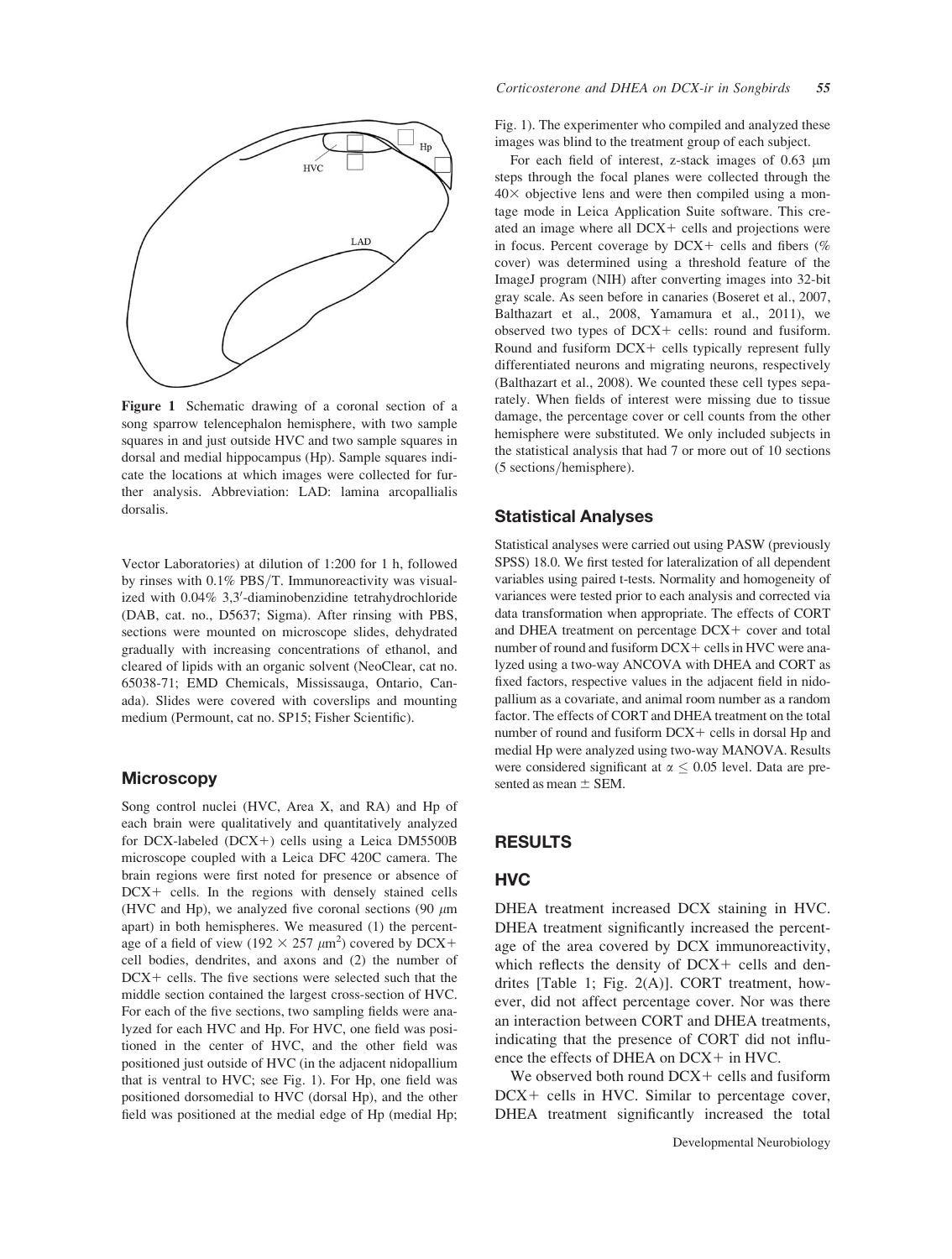Figure 1 Schematic drawing of a coronal section of a song sparrow telencephalon hemisphere, with two sample squares in and just outside HVC and two sample squares in dorsal and medial hippocampus (Hp). Sample squares indicate the locations at which images were collected for further analysis. Abbreviation: LAD: lamina arcopallialis dorsalis.

Vector Laboratories) at dilution of 1:200 for 1 h, followed by rinses with 0.1% PBS/T. Immunoreactivity was visualized with 0.04% 3,3′-diaminobenzidine tetrahydrochloride (DAB, cat. no., D5637; Sigma). After rinsing with PBS, sections were mounted on microscope slides, dehydrated gradually with increasing concentrations of ethanol, and cleared of lipids with an organic solvent (NeoClear, cat no. 65038-71; EMD Chemicals, Mississauga, Ontario, Canada). Slides were covered with coverslips and mounting medium (Permount, cat no. SP15; Fisher Scientific).

## Microscopy

Song control nuclei (HVC, Area X, and RA) and Hp of each brain were qualitatively and quantitatively analyzed for DCX-labeled (DCX+) cells using a Leica DM5500B microscope coupled with a Leica DFC 420C camera. The brain regions were first noted for presence or absence of DCX+ cells. In the regions with densely stained cells (HVC and Hp), we analyzed five coronal sections (90 $\mu$m apart) in both hemispheres. We measured (1) the percentage of a field of view ($192 \times 257$ $\mu m^2$) covered by DCX+ cell bodies, dendrites, and axons and (2) the number of DCX+ cells. The five sections were selected such that the middle section contained the largest cross-section of HVC. For each of the five sections, two sampling fields were analyzed for each HVC and Hp. For HVC, one field was positioned in the center of HVC, and the other field was positioned just outside of HVC (in the adjacent nidopallium that is ventral to HVC; see Fig. 1). For Hp, one field was positioned dorsomedial to HVC (dorsal Hp), and the other field was positioned at the medial edge of Hp (medial Hp; Fig. 1). The experimenter who compiled and analyzed these images was blind to the treatment group of each subject.

For each field of interest, z-stack images of 0.63 µm steps through the focal planes were collected through the 40× objective lens and were then compiled using a montage mode in Leica Application Suite software. This created an image where all DCX+ cells and projections were in focus. Percent coverage by DCX+ cells and fibers (% cover) was determined using a threshold feature of the ImageJ program (NIH) after converting images into 32-bit gray scale. As seen before in canaries (Boseret et al., 2007, Balthazart et al., 2008, Yamamura et al., 2011), we observed two types of DCX+ cells: round and fusiform. Round and fusiform DCX+ cells typically represent fully differentiated neurons and migrating neurons, respectively (Balthazart et al., 2008). We counted these cell types separately. When fields of interest were missing due to tissue damage, the percentage cover or cell counts from the other hemisphere were substituted. We only included subjects in the statistical analysis that had 7 or more out of 10 sections (5 sections/hemisphere).

## Statistical Analyses

Statistical analyses were carried out using PASW (previously SPSS) 18.0. We first tested for lateralization of all dependent variables using paired t-tests. Normality and homogeneity of variances were tested prior to each analysis and corrected via data transformation when appropriate. The effects of CORT and DHEA treatment on percentage DCX+ cover and total number of round and fusiform DCX+ cells in HVC were analyzed using a two-way ANCOVA with DHEA and CORT as fixed factors, respective values in the adjacent field in nidopallium as a covariate, and animal room number as a random factor. The effects of CORT and DHEA treatment on the total number of round and fusiform DCX+ cells in dorsal Hp and medial Hp were analyzed using two-way MANOVA. Results were considered significant at $\alpha \leq 0.05$ level. Data are presented as mean ± SEM.

# RESULTS

## HVC

DHEA treatment increased DCX staining in HVC. DHEA treatment significantly increased the percentage of the area covered by DCX immunoreactivity, which reflects the density of DCX+ cells and dendrites [Table 1; Fig. 2(A)]. CORT treatment, however, did not affect percentage cover. Nor was there an interaction between CORT and DHEA treatments, indicating that the presence of CORT did not influence the effects of DHEA on DCX+ in HVC.

We observed both round DCX+ cells and fusiform DCX+ cells in HVC. Similar to percentage cover, DHEA treatment significantly increased the total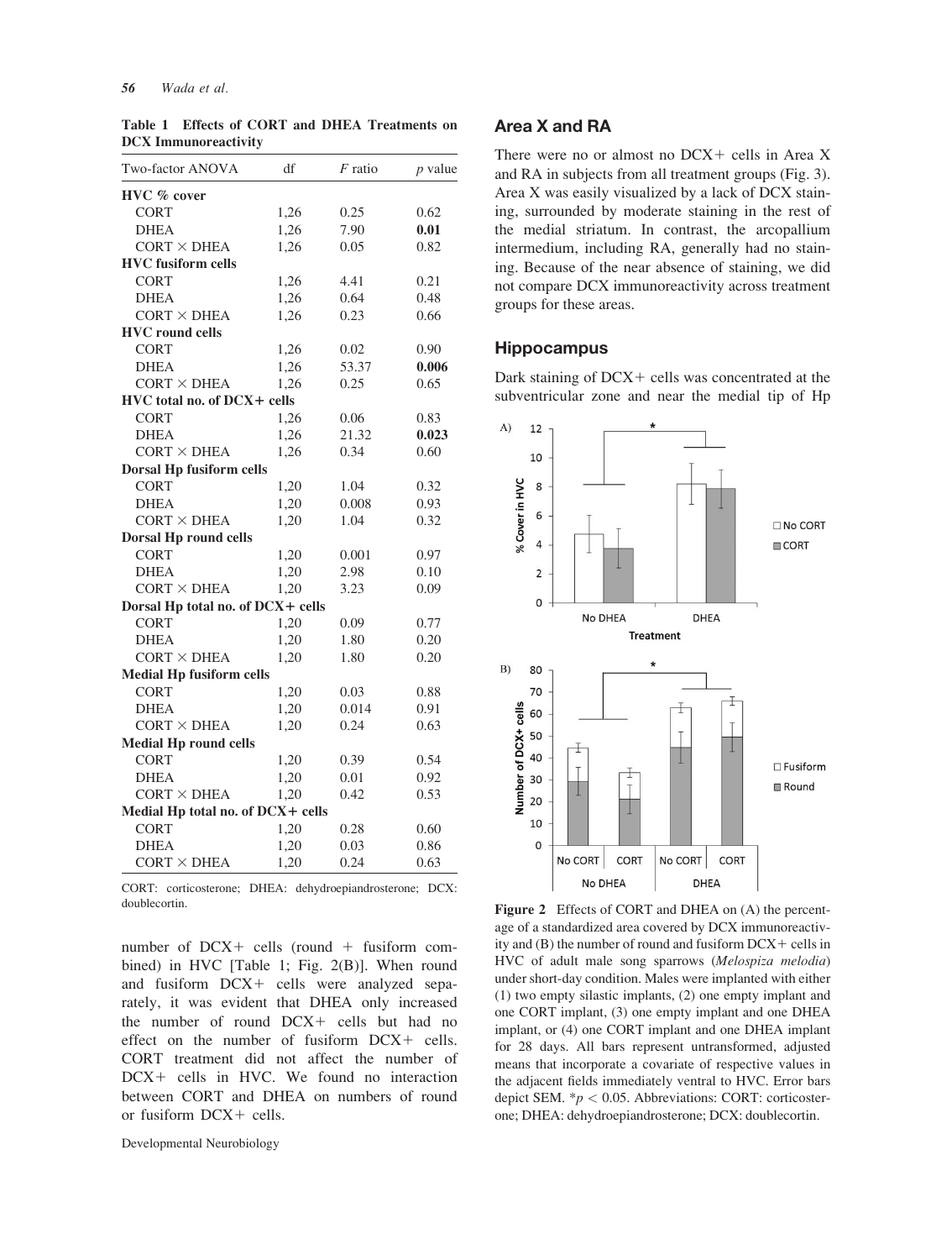**Table 1 Effects of CORT and DHEA Treatments on DCX Immunoreactivity**

| Two-factor ANOVA | df | *F* ratio | *p* value |
|---|---|---|---|
| **HVC % cover** | | | |
| CORT | 1,26 | 0.25 | 0.62 |
| DHEA | 1,26 | 7.90 | **0.01** |
| CORT × DHEA | 1,26 | 0.05 | 0.82 |
| **HVC fusiform cells** | | | |
| CORT | 1,26 | 4.41 | 0.21 |
| DHEA | 1,26 | 0.64 | 0.48 |
| CORT × DHEA | 1,26 | 0.23 | 0.66 |
| **HVC round cells** | | | |
| CORT | 1,26 | 0.02 | 0.90 |
| DHEA | 1,26 | 53.37 | **0.006** |
| CORT × DHEA | 1,26 | 0.25 | 0.65 |
| **HVC total no. of DCX+ cells** | | | |
| CORT | 1,26 | 0.06 | 0.83 |
| DHEA | 1,26 | 21.32 | **0.023** |
| CORT × DHEA | 1,26 | 0.34 | 0.60 |
| **Dorsal Hp fusiform cells** | | | |
| CORT | 1,20 | 1.04 | 0.32 |
| DHEA | 1,20 | 0.008 | 0.93 |
| CORT × DHEA | 1,20 | 1.04 | 0.32 |
| **Dorsal Hp round cells** | | | |
| CORT | 1,20 | 0.001 | 0.97 |
| DHEA | 1,20 | 2.98 | 0.10 |
| CORT × DHEA | 1,20 | 3.23 | 0.09 |
| **Dorsal Hp total no. of DCX+ cells** | | | |
| CORT | 1,20 | 0.09 | 0.77 |
| DHEA | 1,20 | 1.80 | 0.20 |
| CORT × DHEA | 1,20 | 1.80 | 0.20 |
| **Medial Hp fusiform cells** | | | |
| CORT | 1,20 | 0.03 | 0.88 |
| DHEA | 1,20 | 0.014 | 0.91 |
| CORT × DHEA | 1,20 | 0.24 | 0.63 |
| **Medial Hp round cells** | | | |
| CORT | 1,20 | 0.39 | 0.54 |
| DHEA | 1,20 | 0.01 | 0.92 |
| CORT × DHEA | 1,20 | 0.42 | 0.53 |
| **Medial Hp total no. of DCX+ cells** | | | |
| CORT | 1,20 | 0.28 | 0.60 |
| DHEA | 1,20 | 0.03 | 0.86 |
| CORT × DHEA | 1,20 | 0.24 | 0.63 |

CORT: corticosterone; DHEA: dehydroepiandrosterone; DCX: doublecortin.

number of DCX+ cells (round + fusiform combined) in HVC [Table 1; Fig. 2(B)]. When round and fusiform DCX+ cells were analyzed separately, it was evident that DHEA only increased the number of round DCX+ cells but had no effect on the number of fusiform DCX+ cells. CORT treatment did not affect the number of DCX+ cells in HVC. We found no interaction between CORT and DHEA on numbers of round or fusiform DCX+ cells.

## Area X and RA

There were no or almost no DCX+ cells in Area X and RA in subjects from all treatment groups (Fig. 3). Area X was easily visualized by a lack of DCX staining, surrounded by moderate staining in the rest of the medial striatum. In contrast, the arcopallium intermedium, including RA, generally had no staining. Because of the near absence of staining, we did not compare DCX immunoreactivity across treatment groups for these areas.

## Hippocampus

Dark staining of DCX+ cells was concentrated at the subventricular zone and near the medial tip of Hp

**Figure 2** Effects of CORT and DHEA on (A) the percentage of a standardized area covered by DCX immunoreactivity and (B) the number of round and fusiform DCX+ cells in HVC of adult male song sparrows (*Melospiza melodia*) under short-day condition. Males were implanted with either (1) two empty silastic implants, (2) one empty implant and one CORT implant, (3) one empty implant and one DHEA implant, or (4) one CORT implant and one DHEA implant for 28 days. All bars represent untransformed, adjusted means that incorporate a covariate of respective values in the adjacent fields immediately ventral to HVC. Error bars depict SEM. *$p < 0.05$. Abbreviations: CORT: corticosterone; DHEA: dehydroepiandrosterone; DCX: doublecortin.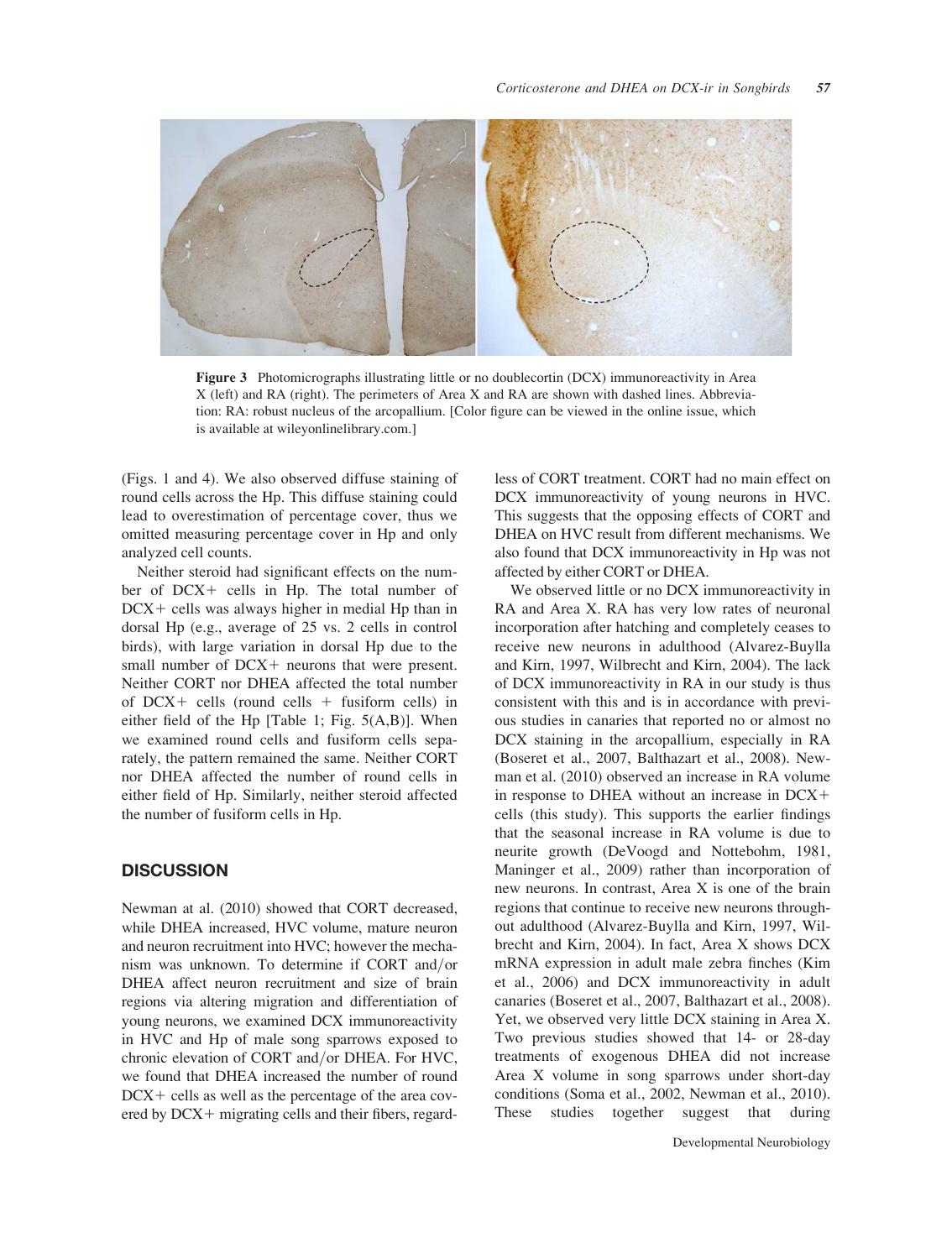**Figure 3** Photomicrographs illustrating little or no doublecortin (DCX) immunoreactivity in Area X (left) and RA (right). The perimeters of Area X and RA are shown with dashed lines. Abbreviation: RA: robust nucleus of the arcopallium. [Color figure can be viewed in the online issue, which is available at wileyonlinelibrary.com.]

(Figs. 1 and 4). We also observed diffuse staining of round cells across the Hp. This diffuse staining could lead to overestimation of percentage cover, thus we omitted measuring percentage cover in Hp and only analyzed cell counts.

Neither steroid had significant effects on the number of DCX+ cells in Hp. The total number of DCX+ cells was always higher in medial Hp than in dorsal Hp (e.g., average of 25 vs. 2 cells in control birds), with large variation in dorsal Hp due to the small number of DCX+ neurons that were present. Neither CORT nor DHEA affected the total number of DCX+ cells (round cells + fusiform cells) in either field of the Hp [Table 1; Fig. 5(A,B)]. When we examined round cells and fusiform cells separately, the pattern remained the same. Neither CORT nor DHEA affected the number of round cells in either field of Hp. Similarly, neither steroid affected the number of fusiform cells in Hp.

## DISCUSSION

Newman at al. (2010) showed that CORT decreased, while DHEA increased, HVC volume, mature neuron and neuron recruitment into HVC; however the mechanism was unknown. To determine if CORT and/or DHEA affect neuron recruitment and size of brain regions via altering migration and differentiation of young neurons, we examined DCX immunoreactivity in HVC and Hp of male song sparrows exposed to chronic elevation of CORT and/or DHEA. For HVC, we found that DHEA increased the number of round DCX+ cells as well as the percentage of the area covered by DCX+ migrating cells and their fibers, regardless of CORT treatment. CORT had no main effect on DCX immunoreactivity of young neurons in HVC. This suggests that the opposing effects of CORT and DHEA on HVC result from different mechanisms. We also found that DCX immunoreactivity in Hp was not affected by either CORT or DHEA.

We observed little or no DCX immunoreactivity in RA and Area X. RA has very low rates of neuronal incorporation after hatching and completely ceases to receive new neurons in adulthood (Alvarez-Buylla and Kirn, 1997, Wilbrecht and Kirn, 2004). The lack of DCX immunoreactivity in RA in our study is thus consistent with this and is in accordance with previous studies in canaries that reported no or almost no DCX staining in the arcopallium, especially in RA (Boseret et al., 2007, Balthazart et al., 2008). Newman et al. (2010) observed an increase in RA volume in response to DHEA without an increase in DCX+ cells (this study). This supports the earlier findings that the seasonal increase in RA volume is due to neurite growth (DeVoogd and Nottebohm, 1981, Maninger et al., 2009) rather than incorporation of new neurons. In contrast, Area X is one of the brain regions that continue to receive new neurons throughout adulthood (Alvarez-Buylla and Kirn, 1997, Wilbrecht and Kirn, 2004). In fact, Area X shows DCX mRNA expression in adult male zebra finches (Kim et al., 2006) and DCX immunoreactivity in adult canaries (Boseret et al., 2007, Balthazart et al., 2008). Yet, we observed very little DCX staining in Area X. Two previous studies showed that 14- or 28-day treatments of exogenous DHEA did not increase Area X volume in song sparrows under short-day conditions (Soma et al., 2002, Newman et al., 2010). These studies together suggest that during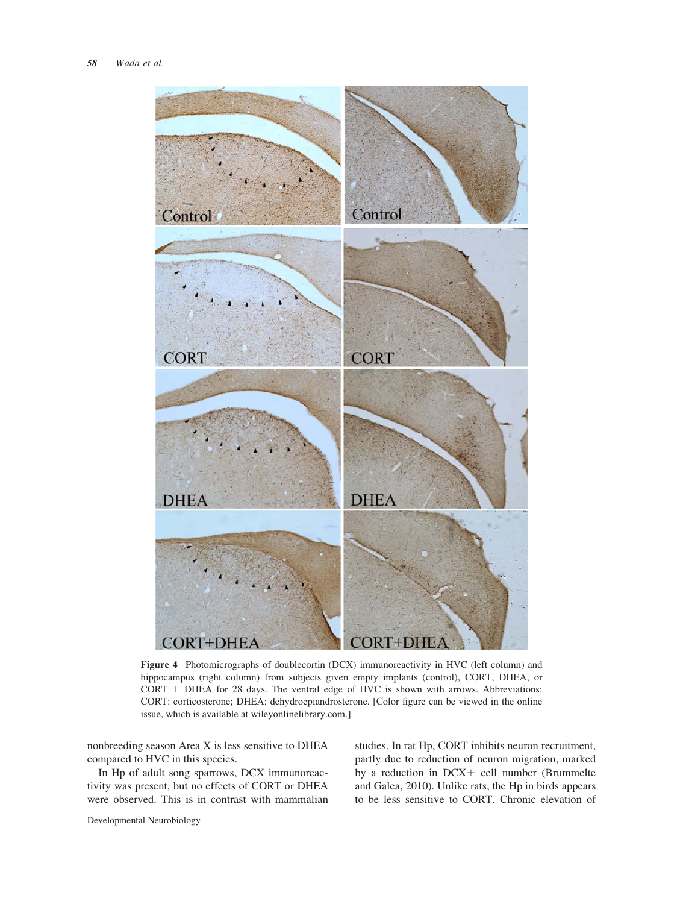**Figure 4** Photomicrographs of doublecortin (DCX) immunoreactivity in HVC (left column) and hippocampus (right column) from subjects given empty implants (control), CORT, DHEA, or CORT + DHEA for 28 days. The ventral edge of HVC is shown with arrows. Abbreviations: CORT: corticosterone; DHEA: dehydroepiandrosterone. [Color figure can be viewed in the online issue, which is available at wileyonlinelibrary.com.]

nonbreeding season Area X is less sensitive to DHEA compared to HVC in this species.

In Hp of adult song sparrows, DCX immunoreactivity was present, but no effects of CORT or DHEA were observed. This is in contrast with mammalian studies. In rat Hp, CORT inhibits neuron recruitment, partly due to reduction of neuron migration, marked by a reduction in DCX+ cell number (Brummelte and Galea, 2010). Unlike rats, the Hp in birds appears to be less sensitive to CORT. Chronic elevation of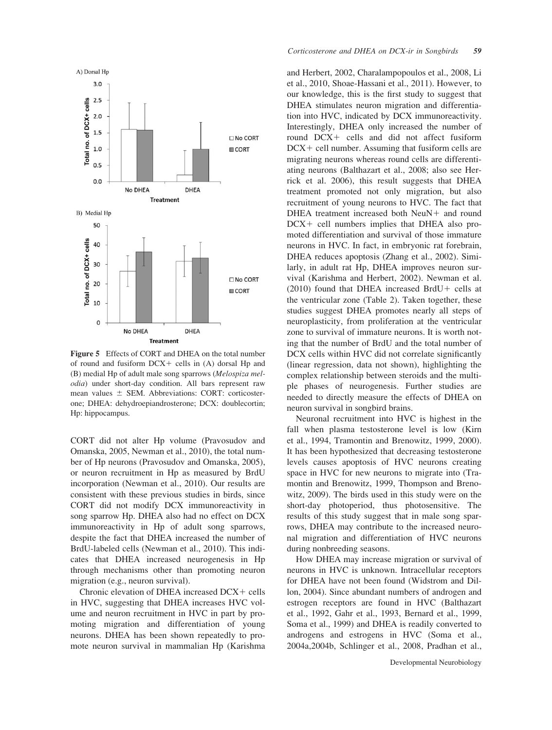Figure 5 Effects of CORT and DHEA on the total number of round and fusiform DCX+ cells in (A) dorsal Hp and (B) medial Hp of adult male song sparrows (*Melospiza melodia*) under short-day condition. All bars represent raw mean values ± SEM. Abbreviations: CORT: corticosterone; DHEA: dehydroepiandrosterone; DCX: doublecortin; Hp: hippocampus.

CORT did not alter Hp volume (Pravosudov and Omanska, 2005, Newman et al., 2010), the total number of Hp neurons (Pravosudov and Omanska, 2005), or neuron recruitment in Hp as measured by BrdU incorporation (Newman et al., 2010). Our results are consistent with these previous studies in birds, since CORT did not modify DCX immunoreactivity in song sparrow Hp. DHEA also had no effect on DCX immunoreactivity in Hp of adult song sparrows, despite the fact that DHEA increased the number of BrdU-labeled cells (Newman et al., 2010). This indicates that DHEA increased neurogenesis in Hp through mechanisms other than promoting neuron migration (e.g., neuron survival).

Chronic elevation of DHEA increased DCX+ cells in HVC, suggesting that DHEA increases HVC volume and neuron recruitment in HVC in part by promoting migration and differentiation of young neurons. DHEA has been shown repeatedly to promote neuron survival in mammalian Hp (Karishma and Herbert, 2002, Charalampopoulos et al., 2008, Li et al., 2010, Shoae-Hassani et al., 2011). However, to our knowledge, this is the first study to suggest that DHEA stimulates neuron migration and differentiation into HVC, indicated by DCX immunoreactivity. Interestingly, DHEA only increased the number of round DCX+ cells and did not affect fusiform DCX+ cell number. Assuming that fusiform cells are migrating neurons whereas round cells are differentiating neurons (Balthazart et al., 2008; also see Herrick et al. 2006), this result suggests that DHEA treatment promoted not only migration, but also recruitment of young neurons to HVC. The fact that DHEA treatment increased both NeuN+ and round DCX+ cell numbers implies that DHEA also promoted differentiation and survival of those immature neurons in HVC. In fact, in embryonic rat forebrain, DHEA reduces apoptosis (Zhang et al., 2002). Similarly, in adult rat Hp, DHEA improves neuron survival (Karishma and Herbert, 2002). Newman et al. (2010) found that DHEA increased BrdU+ cells at the ventricular zone (Table 2). Taken together, these studies suggest DHEA promotes nearly all steps of neuroplasticity, from proliferation at the ventricular zone to survival of immature neurons. It is worth noting that the number of BrdU and the total number of DCX cells within HVC did not correlate significantly (linear regression, data not shown), highlighting the complex relationship between steroids and the multiple phases of neurogenesis. Further studies are needed to directly measure the effects of DHEA on neuron survival in songbird brains.

Neuronal recruitment into HVC is highest in the fall when plasma testosterone level is low (Kirn et al., 1994, Tramontin and Brenowitz, 1999, 2000). It has been hypothesized that decreasing testosterone levels causes apoptosis of HVC neurons creating space in HVC for new neurons to migrate into (Tramontin and Brenowitz, 1999, Thompson and Brenowitz, 2009). The birds used in this study were on the short-day photoperiod, thus photosensitive. The results of this study suggest that in male song sparrows, DHEA may contribute to the increased neuronal migration and differentiation of HVC neurons during nonbreeding seasons.

How DHEA may increase migration or survival of neurons in HVC is unknown. Intracellular receptors for DHEA have not been found (Widstrom and Dillon, 2004). Since abundant numbers of androgen and estrogen receptors are found in HVC (Balthazart et al., 1992, Gahr et al., 1993, Bernard et al., 1999, Soma et al., 1999) and DHEA is readily converted to androgens and estrogens in HVC (Soma et al., 2004a,2004b, Schlinger et al., 2008, Pradhan et al.,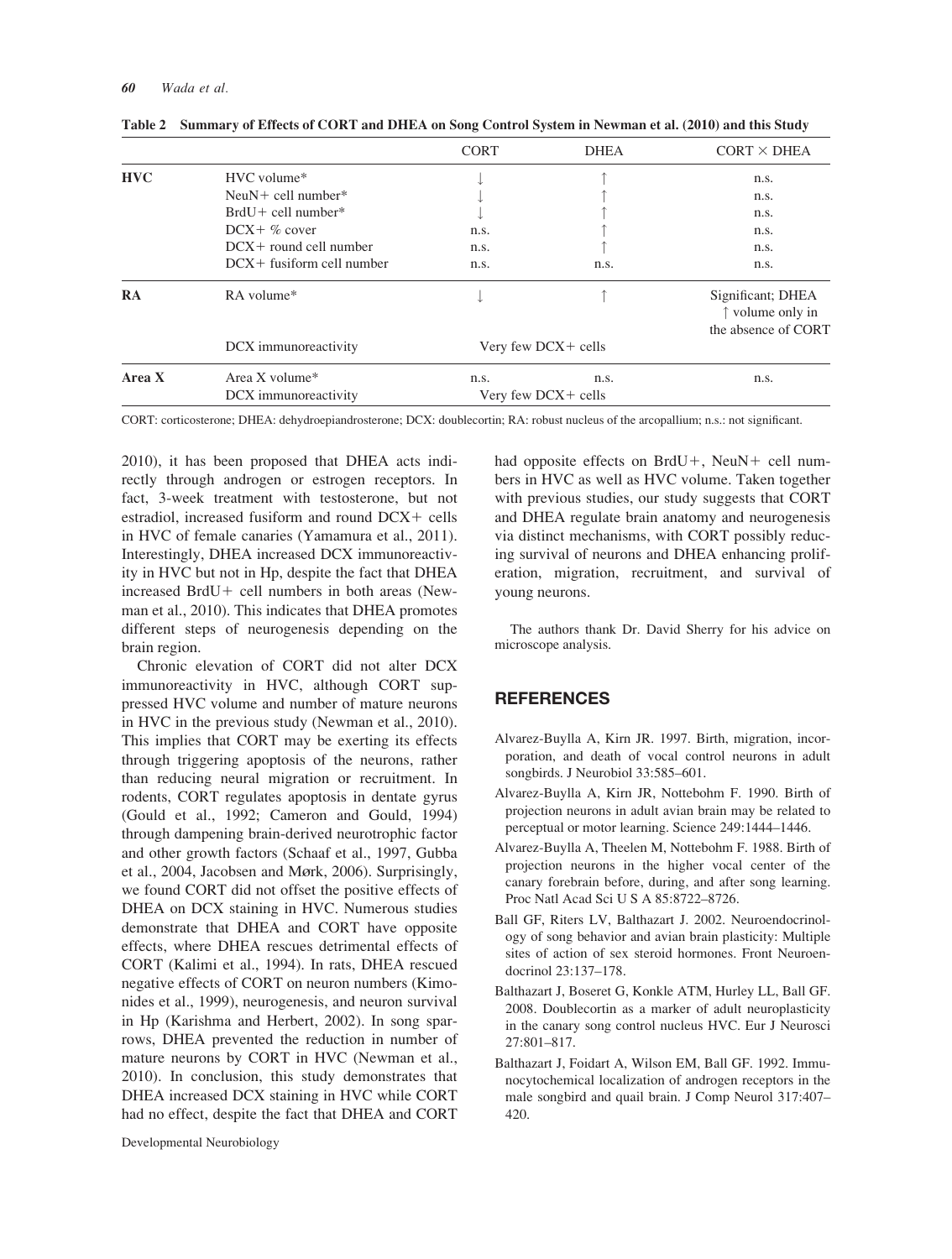**Table 2 Summary of Effects of CORT and DHEA on Song Control System in Newman et al. (2010) and this Study**

| | | CORT | DHEA | CORT × DHEA |
|---|---|---|---|---|
| **HVC** | HVC volume* | ↓ | ↑ | n.s. |
| | NeuN+ cell number* | ↓ | ↑ | n.s. |
| | BrdU+ cell number* | ↓ | ↑ | n.s. |
| | DCX+ % cover | n.s. | ↑ | n.s. |
| | DCX+ round cell number | n.s. | ↑ | n.s. |
| | DCX+ fusiform cell number | n.s. | n.s. | n.s. |
| **RA** | RA volume* | ↓ | ↑ | Significant; DHEA ↑ volume only in the absence of CORT |
| | DCX immunoreactivity | Very few DCX+ cells | | |
| **Area X** | Area X volume* | n.s. | n.s. | n.s. |
| | DCX immunoreactivity | Very few DCX+ cells | | |

CORT: corticosterone; DHEA: dehydroepiandrosterone; DCX: doublecortin; RA: robust nucleus of the arcopallium; n.s.: not significant.

2010), it has been proposed that DHEA acts indirectly through androgen or estrogen receptors. In fact, 3-week treatment with testosterone, but not estradiol, increased fusiform and round DCX+ cells in HVC of female canaries (Yamamura et al., 2011). Interestingly, DHEA increased DCX immunoreactivity in HVC but not in Hp, despite the fact that DHEA increased BrdU+ cell numbers in both areas (Newman et al., 2010). This indicates that DHEA promotes different steps of neurogenesis depending on the brain region.

Chronic elevation of CORT did not alter DCX immunoreactivity in HVC, although CORT suppressed HVC volume and number of mature neurons in HVC in the previous study (Newman et al., 2010). This implies that CORT may be exerting its effects through triggering apoptosis of the neurons, rather than reducing neural migration or recruitment. In rodents, CORT regulates apoptosis in dentate gyrus (Gould et al., 1992; Cameron and Gould, 1994) through dampening brain-derived neurotrophic factor and other growth factors (Schaaf et al., 1997, Gubba et al., 2004, Jacobsen and Mørk, 2006). Surprisingly, we found CORT did not offset the positive effects of DHEA on DCX staining in HVC. Numerous studies demonstrate that DHEA and CORT have opposite effects, where DHEA rescues detrimental effects of CORT (Kalimi et al., 1994). In rats, DHEA rescued negative effects of CORT on neuron numbers (Kimonides et al., 1999), neurogenesis, and neuron survival in Hp (Karishma and Herbert, 2002). In song sparrows, DHEA prevented the reduction in number of mature neurons by CORT in HVC (Newman et al., 2010). In conclusion, this study demonstrates that DHEA increased DCX staining in HVC while CORT had no effect, despite the fact that DHEA and CORT had opposite effects on BrdU+, NeuN+ cell numbers in HVC as well as HVC volume. Taken together with previous studies, our study suggests that CORT and DHEA regulate brain anatomy and neurogenesis via distinct mechanisms, with CORT possibly reducing survival of neurons and DHEA enhancing proliferation, migration, recruitment, and survival of young neurons.

The authors thank Dr. David Sherry for his advice on microscope analysis.

## REFERENCES

Alvarez-Buylla A, Kirn JR. 1997. Birth, migration, incorporation, and death of vocal control neurons in adult songbirds. J Neurobiol 33:585–601.

Alvarez-Buylla A, Kirn JR, Nottebohm F. 1990. Birth of projection neurons in adult avian brain may be related to perceptual or motor learning. Science 249:1444–1446.

Alvarez-Buylla A, Theelen M, Nottebohm F. 1988. Birth of projection neurons in the higher vocal center of the canary forebrain before, during, and after song learning. Proc Natl Acad Sci U S A 85:8722–8726.

Ball GF, Riters LV, Balthazart J. 2002. Neuroendocrinology of song behavior and avian brain plasticity: Multiple sites of action of sex steroid hormones. Front Neuroendocrinol 23:137–178.

Balthazart J, Boseret G, Konkle ATM, Hurley LL, Ball GF. 2008. Doublecortin as a marker of adult neuroplasticity in the canary song control nucleus HVC. Eur J Neurosci 27:801–817.

Balthazart J, Foidart A, Wilson EM, Ball GF. 1992. Immunocytochemical localization of androgen receptors in the male songbird and quail brain. J Comp Neurol 317:407–420.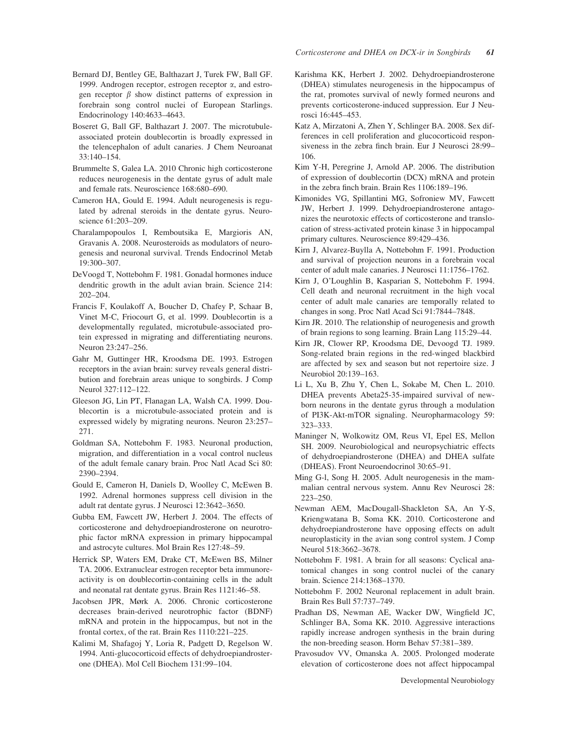Bernard DJ, Bentley GE, Balthazart J, Turek FW, Ball GF. 1999. Androgen receptor, estrogen receptor α, and estrogen receptor β show distinct patterns of expression in forebrain song control nuclei of European Starlings. Endocrinology 140:4633–4643.

Boseret G, Ball GF, Balthazart J. 2007. The microtubule-associated protein doublecortin is broadly expressed in the telencephalon of adult canaries. J Chem Neuroanat 33:140–154.

Brummelte S, Galea LA. 2010 Chronic high corticosterone reduces neurogenesis in the dentate gyrus of adult male and female rats. Neuroscience 168:680–690.

Cameron HA, Gould E. 1994. Adult neurogenesis is regulated by adrenal steroids in the dentate gyrus. Neuroscience 61:203–209.

Charalampopoulos I, Remboutsika E, Margioris AN, Gravanis A. 2008. Neurosteroids as modulators of neurogenesis and neuronal survival. Trends Endocrinol Metab 19:300–307.

DeVoogd T, Nottebohm F. 1981. Gonadal hormones induce dendritic growth in the adult avian brain. Science 214: 202–204.

Francis F, Koulakoff A, Boucher D, Chafey P, Schaar B, Vinet M-C, Friocourt G, et al. 1999. Doublecortin is a developmentally regulated, microtubule-associated protein expressed in migrating and differentiating neurons. Neuron 23:247–256.

Gahr M, Guttinger HR, Kroodsma DE. 1993. Estrogen receptors in the avian brain: survey reveals general distribution and forebrain areas unique to songbirds. J Comp Neurol 327:112–122.

Gleeson JG, Lin PT, Flanagan LA, Walsh CA. 1999. Doublecortin is a microtubule-associated protein and is expressed widely by migrating neurons. Neuron 23:257–271.

Goldman SA, Nottebohm F. 1983. Neuronal production, migration, and differentiation in a vocal control nucleus of the adult female canary brain. Proc Natl Acad Sci 80: 2390–2394.

Gould E, Cameron H, Daniels D, Woolley C, McEwen B. 1992. Adrenal hormones suppress cell division in the adult rat dentate gyrus. J Neurosci 12:3642–3650.

Gubba EM, Fawcett JW, Herbert J. 2004. The effects of corticosterone and dehydroepiandrosterone on neurotrophic factor mRNA expression in primary hippocampal and astrocyte cultures. Mol Brain Res 127:48–59.

Herrick SP, Waters EM, Drake CT, McEwen BS, Milner TA. 2006. Extranuclear estrogen receptor beta immunoreactivity is on doublecortin-containing cells in the adult and neonatal rat dentate gyrus. Brain Res 1121:46–58.

Jacobsen JPR, Mørk A. 2006. Chronic corticosterone decreases brain-derived neurotrophic factor (BDNF) mRNA and protein in the hippocampus, but not in the frontal cortex, of the rat. Brain Res 1110:221–225.

Kalimi M, Shafagoj Y, Loria R, Padgett D, Regelson W. 1994. Anti-glucocorticoid effects of dehydroepiandrosterone (DHEA). Mol Cell Biochem 131:99–104.

Karishma KK, Herbert J. 2002. Dehydroepiandrosterone (DHEA) stimulates neurogenesis in the hippocampus of the rat, promotes survival of newly formed neurons and prevents corticosterone-induced suppression. Eur J Neurosci 16:445–453.

Katz A, Mirzatoni A, Zhen Y, Schlinger BA. 2008. Sex differences in cell proliferation and glucocorticoid responsiveness in the zebra finch brain. Eur J Neurosci 28:99–106.

Kim Y-H, Peregrine J, Arnold AP. 2006. The distribution of expression of doublecortin (DCX) mRNA and protein in the zebra finch brain. Brain Res 1106:189–196.

Kimonides VG, Spillantini MG, Sofroniew MV, Fawcett JW, Herbert J. 1999. Dehydroepiandrosterone antagonizes the neurotoxic effects of corticosterone and translocation of stress-activated protein kinase 3 in hippocampal primary cultures. Neuroscience 89:429–436.

Kirn J, Alvarez-Buylla A, Nottebohm F. 1991. Production and survival of projection neurons in a forebrain vocal center of adult male canaries. J Neurosci 11:1756–1762.

Kirn J, O'Loughlin B, Kasparian S, Nottebohm F. 1994. Cell death and neuronal recruitment in the high vocal center of adult male canaries are temporally related to changes in song. Proc Natl Acad Sci 91:7844–7848.

Kirn JR. 2010. The relationship of neurogenesis and growth of brain regions to song learning. Brain Lang 115:29–44.

Kirn JR, Clower RP, Kroodsma DE, Devoogd TJ. 1989. Song-related brain regions in the red-winged blackbird are affected by sex and season but not repertoire size. J Neurobiol 20:139–163.

Li L, Xu B, Zhu Y, Chen L, Sokabe M, Chen L. 2010. DHEA prevents Abeta25-35-impaired survival of newborn neurons in the dentate gyrus through a modulation of PI3K-Akt-mTOR signaling. Neuropharmacology 59: 323–333.

Maninger N, Wolkowitz OM, Reus VI, Epel ES, Mellon SH. 2009. Neurobiological and neuropsychiatric effects of dehydroepiandrosterone (DHEA) and DHEA sulfate (DHEAS). Front Neuroendocrinol 30:65–91.

Ming G-l, Song H. 2005. Adult neurogenesis in the mammalian central nervous system. Annu Rev Neurosci 28: 223–250.

Newman AEM, MacDougall-Shackleton SA, An Y-S, Kriengwatana B, Soma KK. 2010. Corticosterone and dehydroepiandrosterone have opposing effects on adult neuroplasticity in the avian song control system. J Comp Neurol 518:3662–3678.

Nottebohm F. 1981. A brain for all seasons: Cyclical anatomical changes in song control nuclei of the canary brain. Science 214:1368–1370.

Nottebohm F. 2002 Neuronal replacement in adult brain. Brain Res Bull 57:737–749.

Pradhan DS, Newman AE, Wacker DW, Wingfield JC, Schlinger BA, Soma KK. 2010. Aggressive interactions rapidly increase androgen synthesis in the brain during the non-breeding season. Horm Behav 57:381–389.

Pravosudov VV, Omanska A. 2005. Prolonged moderate elevation of corticosterone does not affect hippocampal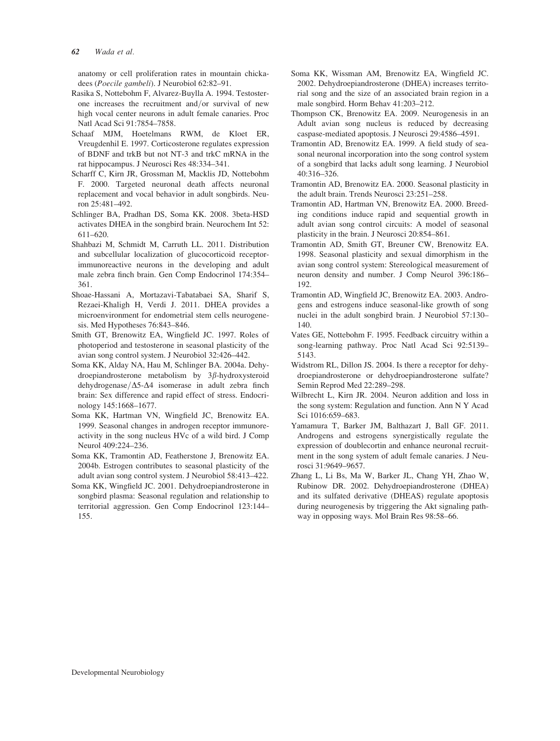anatomy or cell proliferation rates in mountain chickadees (*Poecile gambeli*). J Neurobiol 62:82–91.

Rasika S, Nottebohm F, Alvarez-Buylla A. 1994. Testosterone increases the recruitment and/or survival of new high vocal center neurons in adult female canaries. Proc Natl Acad Sci 91:7854–7858.

Schaaf MJM, Hoetelmans RWM, de Kloet ER, Vreugdenhil E. 1997. Corticosterone regulates expression of BDNF and trkB but not NT-3 and trkC mRNA in the rat hippocampus. J Neurosci Res 48:334–341.

Scharff C, Kirn JR, Grossman M, Macklis JD, Nottebohm F. 2000. Targeted neuronal death affects neuronal replacement and vocal behavior in adult songbirds. Neuron 25:481–492.

Schlinger BA, Pradhan DS, Soma KK. 2008. 3beta-HSD activates DHEA in the songbird brain. Neurochem Int 52: 611–620.

Shahbazi M, Schmidt M, Carruth LL. 2011. Distribution and subcellular localization of glucocorticoid receptor-immunoreactive neurons in the developing and adult male zebra finch brain. Gen Comp Endocrinol 174:354–361.

Shoae-Hassani A, Mortazavi-Tabatabaei SA, Sharif S, Rezaei-Khaligh H, Verdi J. 2011. DHEA provides a microenvironment for endometrial stem cells neurogenesis. Med Hypotheses 76:843–846.

Smith GT, Brenowitz EA, Wingfield JC. 1997. Roles of photoperiod and testosterone in seasonal plasticity of the avian song control system. J Neurobiol 32:426–442.

Soma KK, Alday NA, Hau M, Schlinger BA. 2004a. Dehydroepiandrosterone metabolism by $3\beta$-hydroxysteroid dehydrogenase/$\Delta 5$-$\Delta 4$ isomerase in adult zebra finch brain: Sex difference and rapid effect of stress. Endocrinology 145:1668–1677.

Soma KK, Hartman VN, Wingfield JC, Brenowitz EA. 1999. Seasonal changes in androgen receptor immunoreactivity in the song nucleus HVc of a wild bird. J Comp Neurol 409:224–236.

Soma KK, Tramontin AD, Featherstone J, Brenowitz EA. 2004b. Estrogen contributes to seasonal plasticity of the adult avian song control system. J Neurobiol 58:413–422.

Soma KK, Wingfield JC. 2001. Dehydroepiandrosterone in songbird plasma: Seasonal regulation and relationship to territorial aggression. Gen Comp Endocrinol 123:144–155.

Soma KK, Wissman AM, Brenowitz EA, Wingfield JC. 2002. Dehydroepiandrosterone (DHEA) increases territorial song and the size of an associated brain region in a male songbird. Horm Behav 41:203–212.

Thompson CK, Brenowitz EA. 2009. Neurogenesis in an Adult avian song nucleus is reduced by decreasing caspase-mediated apoptosis. J Neurosci 29:4586–4591.

Tramontin AD, Brenowitz EA. 1999. A field study of seasonal neuronal incorporation into the song control system of a songbird that lacks adult song learning. J Neurobiol 40:316–326.

Tramontin AD, Brenowitz EA. 2000. Seasonal plasticity in the adult brain. Trends Neurosci 23:251–258.

Tramontin AD, Hartman VN, Brenowitz EA. 2000. Breeding conditions induce rapid and sequential growth in adult avian song control circuits: A model of seasonal plasticity in the brain. J Neurosci 20:854–861.

Tramontin AD, Smith GT, Breuner CW, Brenowitz EA. 1998. Seasonal plasticity and sexual dimorphism in the avian song control system: Stereological measurement of neuron density and number. J Comp Neurol 396:186–192.

Tramontin AD, Wingfield JC, Brenowitz EA. 2003. Androgens and estrogens induce seasonal-like growth of song nuclei in the adult songbird brain. J Neurobiol 57:130–140.

Vates GE, Nottebohm F. 1995. Feedback circuitry within a song-learning pathway. Proc Natl Acad Sci 92:5139–5143.

Widstrom RL, Dillon JS. 2004. Is there a receptor for dehydroepiandrosterone or dehydroepiandrosterone sulfate? Semin Reprod Med 22:289–298.

Wilbrecht L, Kirn JR. 2004. Neuron addition and loss in the song system: Regulation and function. Ann N Y Acad Sci 1016:659–683.

Yamamura T, Barker JM, Balthazart J, Ball GF. 2011. Androgens and estrogens synergistically regulate the expression of doublecortin and enhance neuronal recruitment in the song system of adult female canaries. J Neurosci 31:9649–9657.

Zhang L, Li Bs, Ma W, Barker JL, Chang YH, Zhao W, Rubinow DR. 2002. Dehydroepiandrosterone (DHEA) and its sulfated derivative (DHEAS) regulate apoptosis during neurogenesis by triggering the Akt signaling pathway in opposing ways. Mol Brain Res 98:58–66.